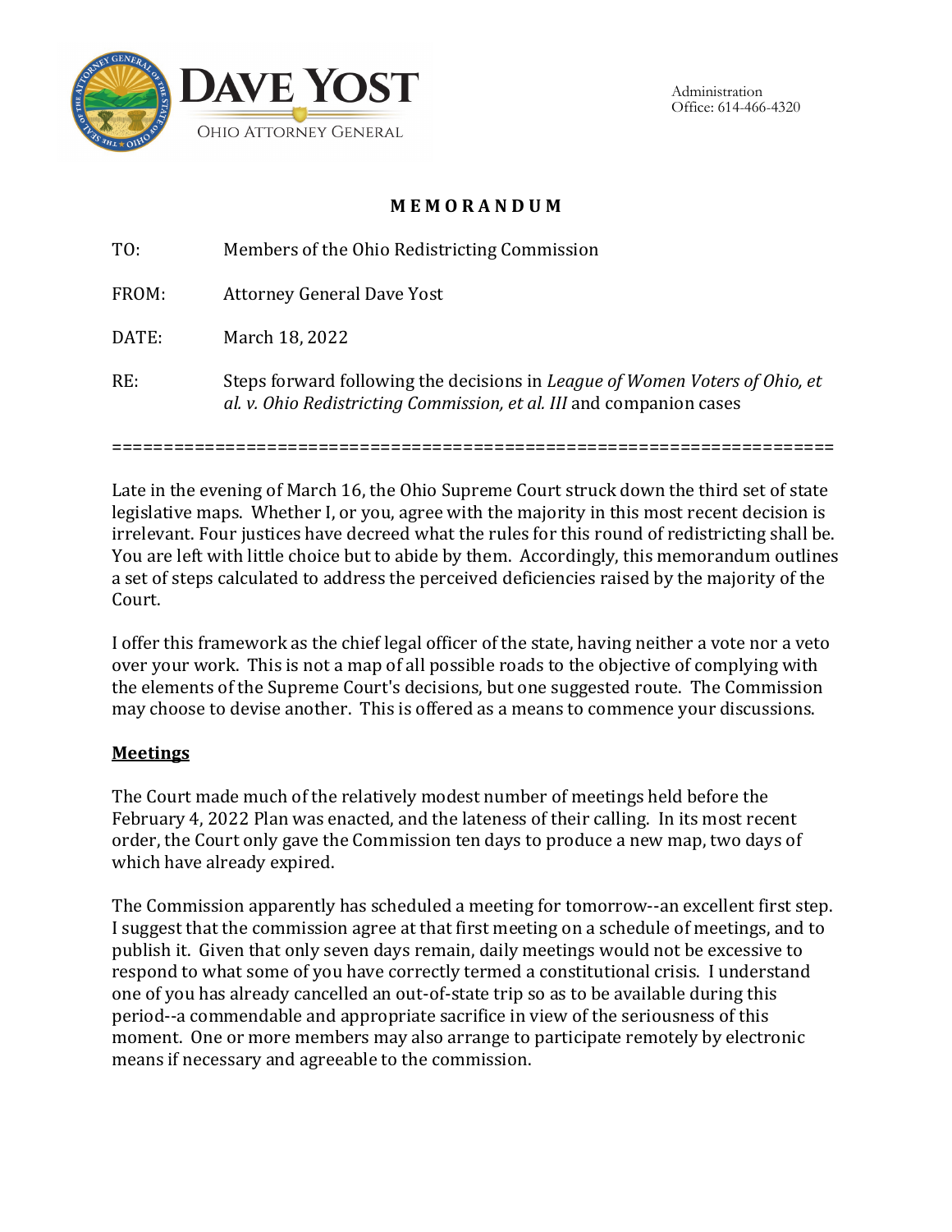**DAVE YOST**
OHIO ATTORNEY GENERAL

Administration
Office: 614-466-4320

**M E M O R A N D U M**

TO: Members of the Ohio Redistricting Commission

FROM: Attorney General Dave Yost

DATE: March 18, 2022

RE: Steps forward following the decisions in *League of Women Voters of Ohio, et al. v. Ohio Redistricting Commission, et al. III* and companion cases

======================================================================

Late in the evening of March 16, the Ohio Supreme Court struck down the third set of state legislative maps. Whether I, or you, agree with the majority in this most recent decision is irrelevant. Four justices have decreed what the rules for this round of redistricting shall be. You are left with little choice but to abide by them. Accordingly, this memorandum outlines a set of steps calculated to address the perceived deficiencies raised by the majority of the Court.

I offer this framework as the chief legal officer of the state, having neither a vote nor a veto over your work. This is not a map of all possible roads to the objective of complying with the elements of the Supreme Court's decisions, but one suggested route. The Commission may choose to devise another. This is offered as a means to commence your discussions.

**Meetings**

The Court made much of the relatively modest number of meetings held before the February 4, 2022 Plan was enacted, and the lateness of their calling. In its most recent order, the Court only gave the Commission ten days to produce a new map, two days of which have already expired.

The Commission apparently has scheduled a meeting for tomorrow--an excellent first step. I suggest that the commission agree at that first meeting on a schedule of meetings, and to publish it. Given that only seven days remain, daily meetings would not be excessive to respond to what some of you have correctly termed a constitutional crisis. I understand one of you has already cancelled an out-of-state trip so as to be available during this period--a commendable and appropriate sacrifice in view of the seriousness of this moment. One or more members may also arrange to participate remotely by electronic means if necessary and agreeable to the commission.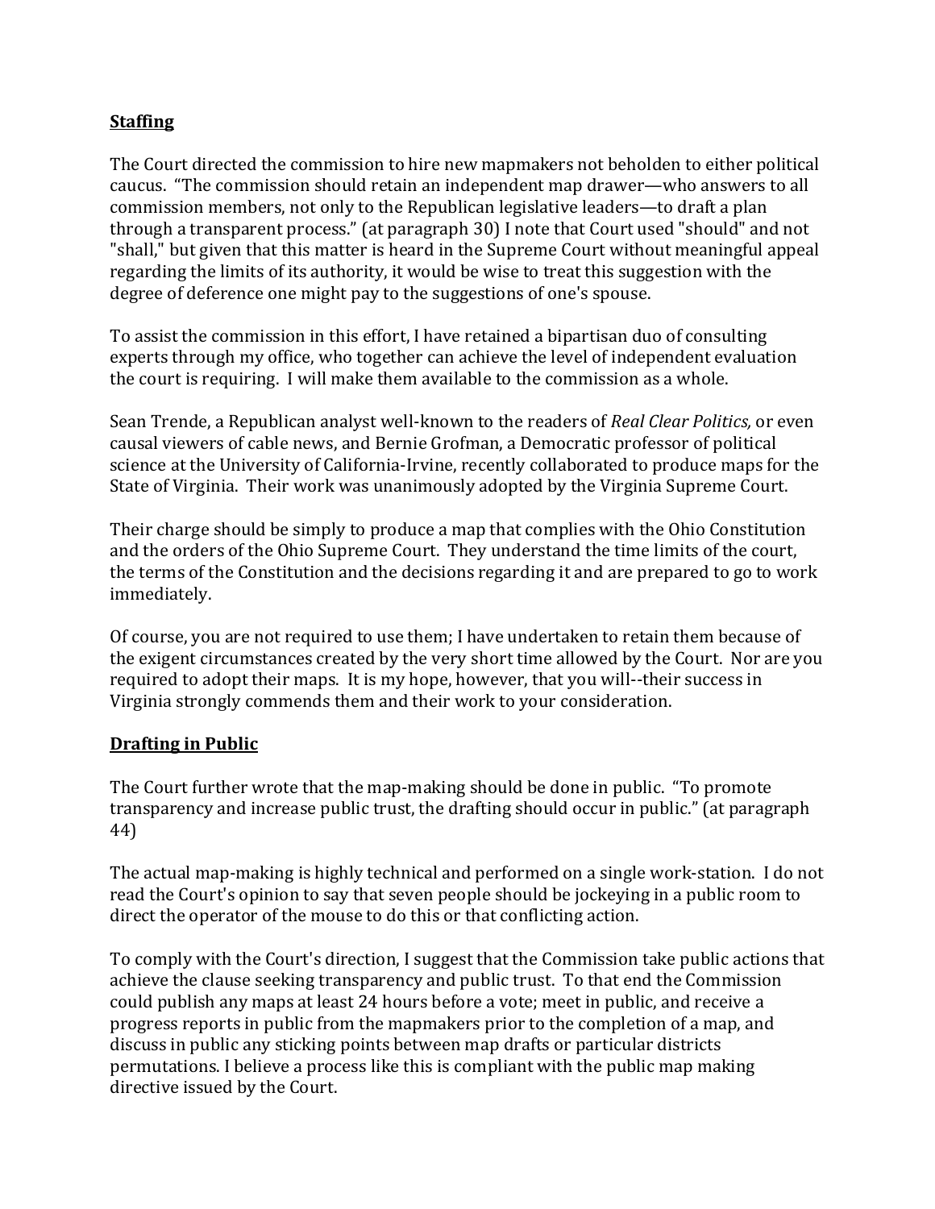**Staffing**

The Court directed the commission to hire new mapmakers not beholden to either political caucus. "The commission should retain an independent map drawer—who answers to all commission members, not only to the Republican legislative leaders—to draft a plan through a transparent process." (at paragraph 30) I note that Court used "should" and not "shall," but given that this matter is heard in the Supreme Court without meaningful appeal regarding the limits of its authority, it would be wise to treat this suggestion with the degree of deference one might pay to the suggestions of one's spouse.

To assist the commission in this effort, I have retained a bipartisan duo of consulting experts through my office, who together can achieve the level of independent evaluation the court is requiring. I will make them available to the commission as a whole.

Sean Trende, a Republican analyst well-known to the readers of *Real Clear Politics,* or even causal viewers of cable news, and Bernie Grofman, a Democratic professor of political science at the University of California-Irvine, recently collaborated to produce maps for the State of Virginia. Their work was unanimously adopted by the Virginia Supreme Court.

Their charge should be simply to produce a map that complies with the Ohio Constitution and the orders of the Ohio Supreme Court. They understand the time limits of the court, the terms of the Constitution and the decisions regarding it and are prepared to go to work immediately.

Of course, you are not required to use them; I have undertaken to retain them because of the exigent circumstances created by the very short time allowed by the Court. Nor are you required to adopt their maps. It is my hope, however, that you will--their success in Virginia strongly commends them and their work to your consideration.

**Drafting in Public**

The Court further wrote that the map-making should be done in public. "To promote transparency and increase public trust, the drafting should occur in public." (at paragraph 44)

The actual map-making is highly technical and performed on a single work-station. I do not read the Court's opinion to say that seven people should be jockeying in a public room to direct the operator of the mouse to do this or that conflicting action.

To comply with the Court's direction, I suggest that the Commission take public actions that achieve the clause seeking transparency and public trust. To that end the Commission could publish any maps at least 24 hours before a vote; meet in public, and receive a progress reports in public from the mapmakers prior to the completion of a map, and discuss in public any sticking points between map drafts or particular districts permutations. I believe a process like this is compliant with the public map making directive issued by the Court.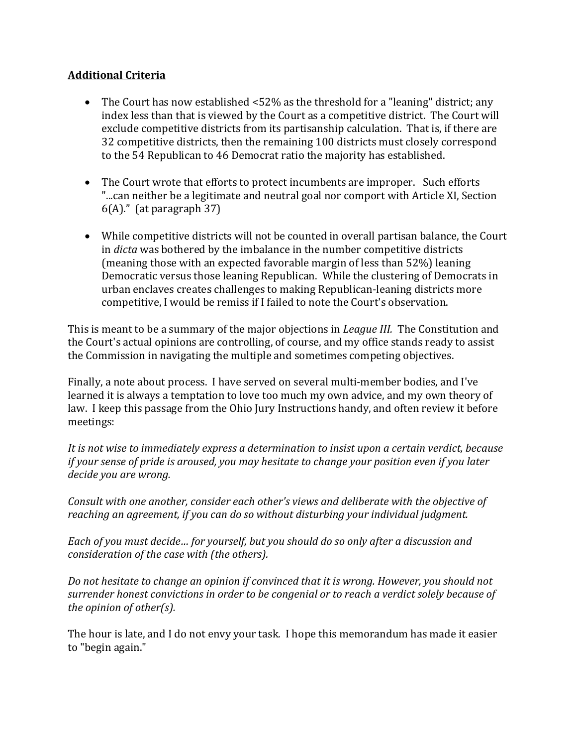**Additional Criteria**

- The Court has now established <52% as the threshold for a "leaning" district; any index less than that is viewed by the Court as a competitive district. The Court will exclude competitive districts from its partisanship calculation. That is, if there are 32 competitive districts, then the remaining 100 districts must closely correspond to the 54 Republican to 46 Democrat ratio the majority has established.

- The Court wrote that efforts to protect incumbents are improper. Such efforts "...can neither be a legitimate and neutral goal nor comport with Article XI, Section 6(A)." (at paragraph 37)

- While competitive districts will not be counted in overall partisan balance, the Court in *dicta* was bothered by the imbalance in the number competitive districts (meaning those with an expected favorable margin of less than 52%) leaning Democratic versus those leaning Republican. While the clustering of Democrats in urban enclaves creates challenges to making Republican-leaning districts more competitive, I would be remiss if I failed to note the Court's observation.

This is meant to be a summary of the major objections in *League III.* The Constitution and the Court's actual opinions are controlling, of course, and my office stands ready to assist the Commission in navigating the multiple and sometimes competing objectives.

Finally, a note about process. I have served on several multi-member bodies, and I've learned it is always a temptation to love too much my own advice, and my own theory of law. I keep this passage from the Ohio Jury Instructions handy, and often review it before meetings:

*It is not wise to immediately express a determination to insist upon a certain verdict, because if your sense of pride is aroused, you may hesitate to change your position even if you later decide you are wrong.*

*Consult with one another, consider each other's views and deliberate with the objective of reaching an agreement, if you can do so without disturbing your individual judgment.*

*Each of you must decide… for yourself, but you should do so only after a discussion and consideration of the case with (the others).*

*Do not hesitate to change an opinion if convinced that it is wrong. However, you should not surrender honest convictions in order to be congenial or to reach a verdict solely because of the opinion of other(s).*

The hour is late, and I do not envy your task. I hope this memorandum has made it easier to "begin again."